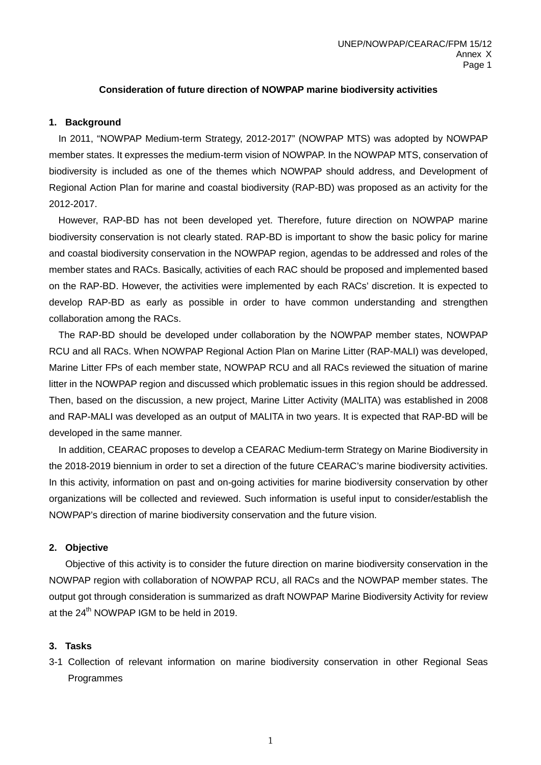## Consideration of future direction of NOWPAP marine biodiversity activities

### 1. Background

In 2011, "NOWPAP Medium-term Strategy, 2012-2017" (NOWPAP MTS) was adopted by NOWPAP member states. It expresses the medium-term vision of NOWPAP. In the NOWPAP MTS, conservation of biodiversity is included as one of the themes which NOWPAP should address, and Development of Regional Action Plan for marine and coastal biodiversity (RAP-BD) was proposed as an activity for the 2012-2017.

However, RAP-BD has not been developed yet. Therefore, future direction on NOWPAP marine biodiversity conservation is not clearly stated. RAP-BD is important to show the basic policy for marine and coastal biodiversity conservation in the NOWPAP region, agendas to be addressed and roles of the member states and RACs. Basically, activities of each RAC should be proposed and implemented based on the RAP-BD. However, the activities were implemented by each RACs' discretion. It is expected to develop RAP-BD as early as possible in order to have common understanding and strengthen collaboration among the RACs.

The RAP-BD should be developed under collaboration by the NOWPAP member states, NOWPAP RCU and all RACs. When NOWPAP Regional Action Plan on Marine Litter (RAP-MALI) was developed, Marine Litter FPs of each member state, NOWPAP RCU and all RACs reviewed the situation of marine litter in the NOWPAP region and discussed which problematic issues in this region should be addressed. Then, based on the discussion, a new project, Marine Litter Activity (MALITA) was established in 2008 and RAP-MALI was developed as an output of MALITA in two years. It is expected that RAP-BD will be developed in the same manner.

In addition, CEARAC proposes to develop a CEARAC Medium-term Strategy on Marine Biodiversity in the 2018-2019 biennium in order to set a direction of the future CEARAC's marine biodiversity activities. In this activity, information on past and on-going activities for marine biodiversity conservation by other organizations will be collected and reviewed. Such information is useful input to consider/establish the NOWPAP's direction of marine biodiversity conservation and the future vision.

### 2. Objective

Objective of this activity is to consider the future direction on marine biodiversity conservation in the NOWPAP region with collaboration of NOWPAP RCU, all RACs and the NOWPAP member states. The output got through consideration is summarized as draft NOWPAP Marine Biodiversity Activity for review at the 24th NOWPAP IGM to be held in 2019.

### 3. Tasks

3-1 Collection of relevant information on marine biodiversity conservation in other Regional Seas Programmes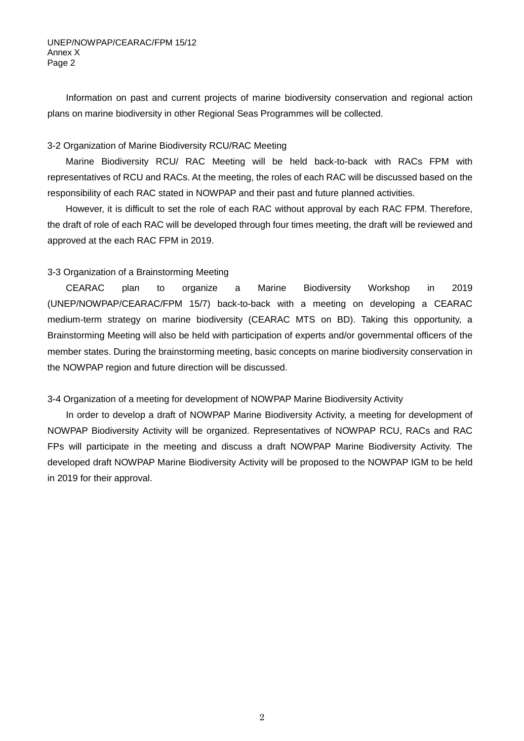Information on past and current projects of marine biodiversity conservation and regional action plans on marine biodiversity in other Regional Seas Programmes will be collected.

3-2 Organization of Marine Biodiversity RCU/RAC Meeting

Marine Biodiversity RCU/ RAC Meeting will be held back-to-back with RACs FPM with representatives of RCU and RACs. At the meeting, the roles of each RAC will be discussed based on the responsibility of each RAC stated in NOWPAP and their past and future planned activities.

However, it is difficult to set the role of each RAC without approval by each RAC FPM. Therefore, the draft of role of each RAC will be developed through four times meeting, the draft will be reviewed and approved at the each RAC FPM in 2019.

3-3 Organization of a Brainstorming Meeting

CEARAC plan to organize a Marine Biodiversity Workshop in 2019 (UNEP/NOWPAP/CEARAC/FPM 15/7) back-to-back with a meeting on developing a CEARAC medium-term strategy on marine biodiversity (CEARAC MTS on BD). Taking this opportunity, a Brainstorming Meeting will also be held with participation of experts and/or governmental officers of the member states. During the brainstorming meeting, basic concepts on marine biodiversity conservation in the NOWPAP region and future direction will be discussed.

3-4 Organization of a meeting for development of NOWPAP Marine Biodiversity Activity

In order to develop a draft of NOWPAP Marine Biodiversity Activity, a meeting for development of NOWPAP Biodiversity Activity will be organized. Representatives of NOWPAP RCU, RACs and RAC FPs will participate in the meeting and discuss a draft NOWPAP Marine Biodiversity Activity. The developed draft NOWPAP Marine Biodiversity Activity will be proposed to the NOWPAP IGM to be held in 2019 for their approval.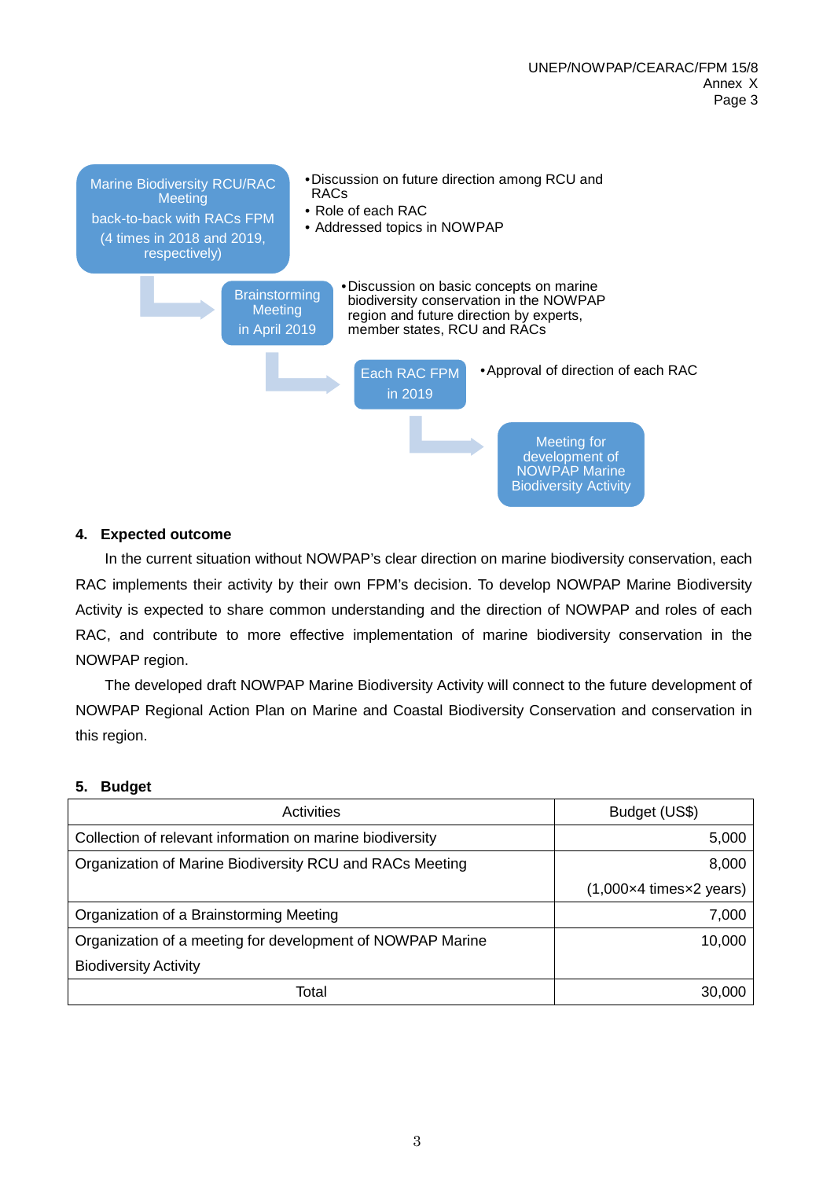Marine Biodiversity RCU/RAC Meeting
back-to-back with RACs FPM
(4 times in 2018 and 2019, respectively)

- Discussion on future direction among RCU and RACs
- Role of each RAC
- Addressed topics in NOWPAP

Brainstorming Meeting
in April 2019

- Discussion on basic concepts on marine biodiversity conservation in the NOWPAP region and future direction by experts, member states, RCU and RACs

Each RAC FPM
in 2019

- Approval of direction of each RAC

Meeting for development of NOWPAP Marine Biodiversity Activity

## 4. Expected outcome

In the current situation without NOWPAP's clear direction on marine biodiversity conservation, each RAC implements their activity by their own FPM's decision. To develop NOWPAP Marine Biodiversity Activity is expected to share common understanding and the direction of NOWPAP and roles of each RAC, and contribute to more effective implementation of marine biodiversity conservation in the NOWPAP region.

The developed draft NOWPAP Marine Biodiversity Activity will connect to the future development of NOWPAP Regional Action Plan on Marine and Coastal Biodiversity Conservation and conservation in this region.

## 5. Budget

| Activities | Budget (US$) |
|---|---|
| Collection of relevant information on marine biodiversity | 5,000 |
| Organization of Marine Biodiversity RCU and RACs Meeting | 8,000<br>(1,000×4 times×2 years) |
| Organization of a Brainstorming Meeting | 7,000 |
| Organization of a meeting for development of NOWPAP Marine Biodiversity Activity | 10,000 |
| Total | 30,000 |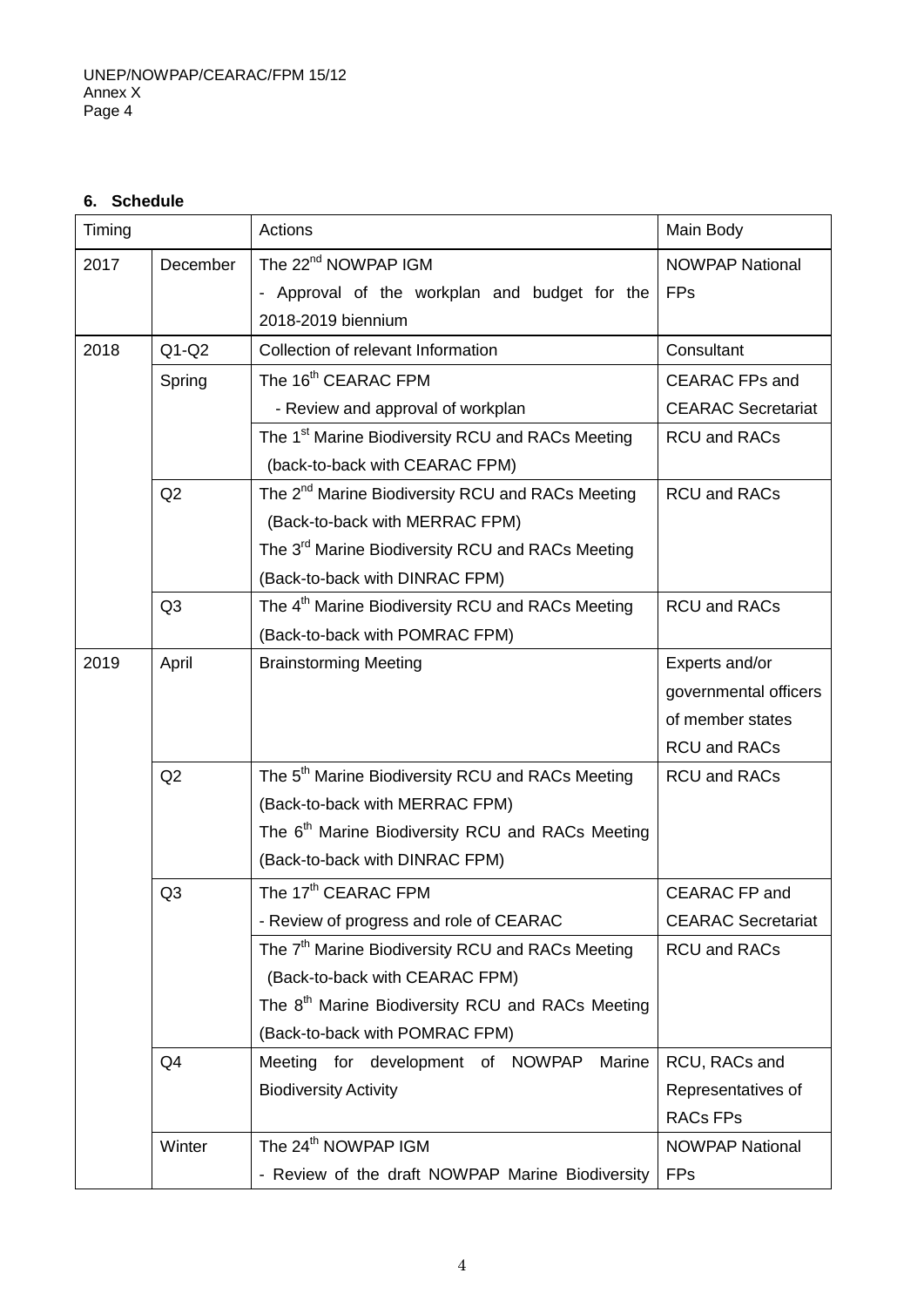### 6. Schedule

| Timing | | Actions | Main Body |
|---|---|---|---|
| 2017 | December | The 22nd NOWPAP IGM<br>- Approval of the workplan and budget for the 2018-2019 biennium | NOWPAP National FPs |
| 2018 | Q1-Q2 | Collection of relevant Information | Consultant |
| | Spring | The 16th CEARAC FPM<br>- Review and approval of workplan | CEARAC FPs and CEARAC Secretariat |
| | | The 1st Marine Biodiversity RCU and RACs Meeting (back-to-back with CEARAC FPM) | RCU and RACs |
| | Q2 | The 2nd Marine Biodiversity RCU and RACs Meeting (Back-to-back with MERRAC FPM)<br>The 3rd Marine Biodiversity RCU and RACs Meeting (Back-to-back with DINRAC FPM) | RCU and RACs |
| | Q3 | The 4th Marine Biodiversity RCU and RACs Meeting (Back-to-back with POMRAC FPM) | RCU and RACs |
| 2019 | April | Brainstorming Meeting | Experts and/or governmental officers of member states RCU and RACs |
| | Q2 | The 5th Marine Biodiversity RCU and RACs Meeting (Back-to-back with MERRAC FPM)<br>The 6th Marine Biodiversity RCU and RACs Meeting (Back-to-back with DINRAC FPM) | RCU and RACs |
| | Q3 | The 17th CEARAC FPM<br>- Review of progress and role of CEARAC | CEARAC FP and CEARAC Secretariat |
| | | The 7th Marine Biodiversity RCU and RACs Meeting (Back-to-back with CEARAC FPM)<br>The 8th Marine Biodiversity RCU and RACs Meeting (Back-to-back with POMRAC FPM) | RCU and RACs |
| | Q4 | Meeting for development of NOWPAP Marine Biodiversity Activity | RCU, RACs and Representatives of RACs FPs |
| | Winter | The 24th NOWPAP IGM<br>- Review of the draft NOWPAP Marine Biodiversity | NOWPAP National FPs |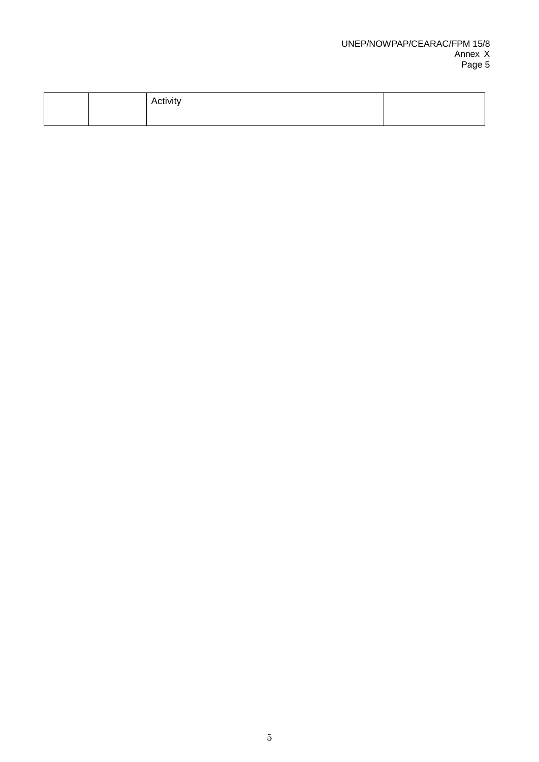| | | | |
|---|---|---|---|
| | | Activity | |